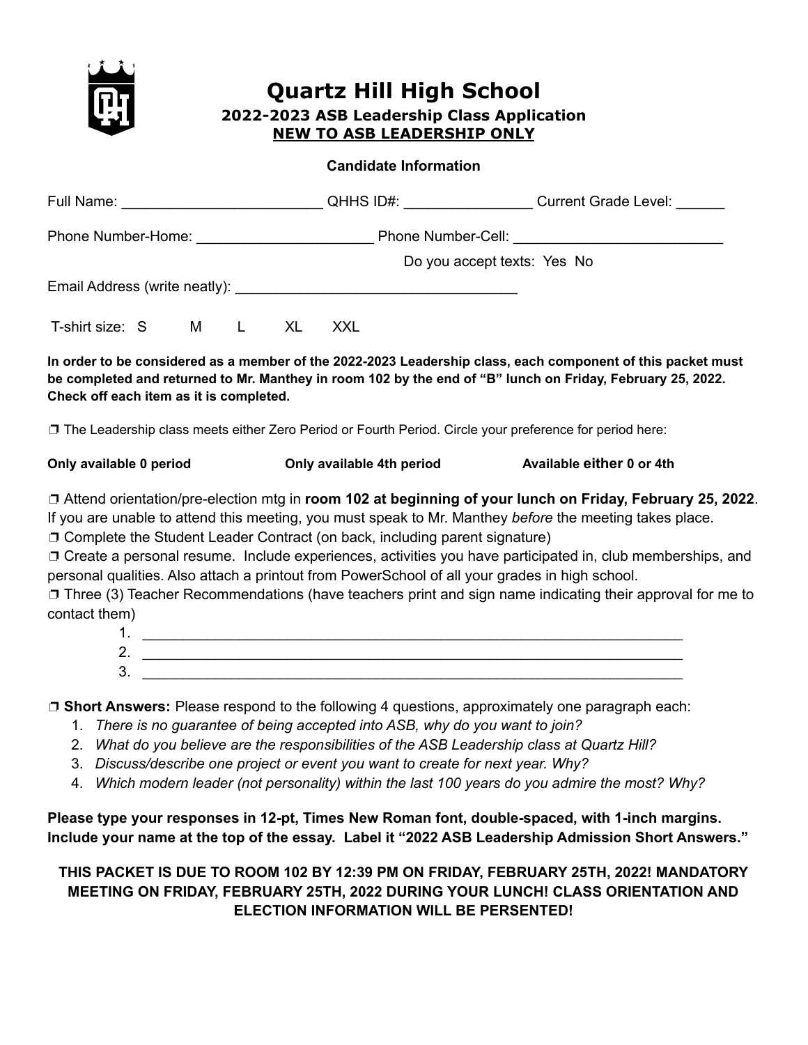# Quartz Hill High School

### 2022-2023 ASB Leadership Class Application

### NEW TO ASB LEADERSHIP ONLY

**Candidate Information**

Full Name: _________________________ QHHS ID#: _______________ Current Grade Level: ______

Phone Number-Home: _____________________ Phone Number-Cell: _________________________

Do you accept texts: Yes No

Email Address (write neatly): ___________________________________

T-shirt size: S M L XL XXL

**In order to be considered as a member of the 2022-2023 Leadership class, each component of this packet must be completed and returned to Mr. Manthey in room 102 by the end of "B" lunch on Friday, February 25, 2022. Check off each item as it is completed.**

❒ The Leadership class meets either Zero Period or Fourth Period. Circle your preference for period here:

**Only available 0 period** **Only available 4th period** **Available either 0 or 4th**

❒ Attend orientation/pre-election mtg in **room 102 at beginning of your lunch on Friday, February 25, 2022**. If you are unable to attend this meeting, you must speak to Mr. Manthey *before* the meeting takes place.

❒ Complete the Student Leader Contract (on back, including parent signature)

❒ Create a personal resume. Include experiences, activities you have participated in, club memberships, and personal qualities. Also attach a printout from PowerSchool of all your grades in high school.

❒ Three (3) Teacher Recommendations (have teachers print and sign name indicating their approval for me to contact them)

1. ____________________________________________________________________
2. ____________________________________________________________________
3. ____________________________________________________________________

❒ **Short Answers:** Please respond to the following 4 questions, approximately one paragraph each:

1. *There is no guarantee of being accepted into ASB, why do you want to join?*
2. *What do you believe are the responsibilities of the ASB Leadership class at Quartz Hill?*
3. *Discuss/describe one project or event you want to create for next year. Why?*
4. *Which modern leader (not personality) within the last 100 years do you admire the most? Why?*

**Please type your responses in 12-pt, Times New Roman font, double-spaced, with 1-inch margins. Include your name at the top of the essay. Label it "2022 ASB Leadership Admission Short Answers."**

**THIS PACKET IS DUE TO ROOM 102 BY 12:39 PM ON FRIDAY, FEBRUARY 25TH, 2022! MANDATORY MEETING ON FRIDAY, FEBRUARY 25TH, 2022 DURING YOUR LUNCH! CLASS ORIENTATION AND ELECTION INFORMATION WILL BE PERSENTED!**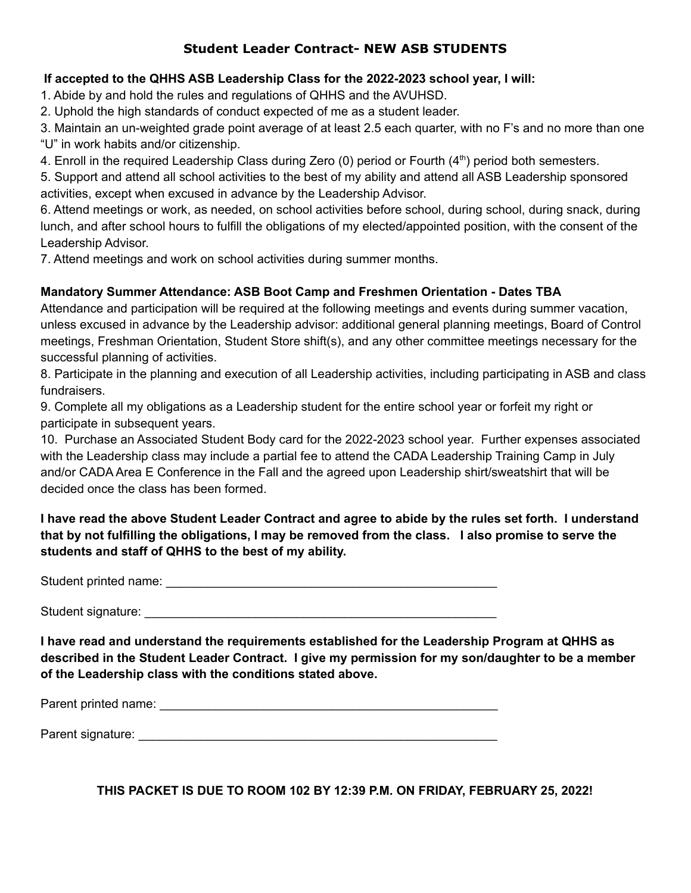## Student Leader Contract- NEW ASB STUDENTS

**If accepted to the QHHS ASB Leadership Class for the 2022-2023 school year, I will:**

1. Abide by and hold the rules and regulations of QHHS and the AVUHSD.
2. Uphold the high standards of conduct expected of me as a student leader.
3. Maintain an un-weighted grade point average of at least 2.5 each quarter, with no F's and no more than one "U" in work habits and/or citizenship.
4. Enroll in the required Leadership Class during Zero (0) period or Fourth (4th) period both semesters.
5. Support and attend all school activities to the best of my ability and attend all ASB Leadership sponsored activities, except when excused in advance by the Leadership Advisor.
6. Attend meetings or work, as needed, on school activities before school, during school, during snack, during lunch, and after school hours to fulfill the obligations of my elected/appointed position, with the consent of the Leadership Advisor.
7. Attend meetings and work on school activities during summer months.

**Mandatory Summer Attendance: ASB Boot Camp and Freshmen Orientation - Dates TBA**

Attendance and participation will be required at the following meetings and events during summer vacation, unless excused in advance by the Leadership advisor: additional general planning meetings, Board of Control meetings, Freshman Orientation, Student Store shift(s), and any other committee meetings necessary for the successful planning of activities.

8. Participate in the planning and execution of all Leadership activities, including participating in ASB and class fundraisers.
9. Complete all my obligations as a Leadership student for the entire school year or forfeit my right or participate in subsequent years.
10. Purchase an Associated Student Body card for the 2022-2023 school year. Further expenses associated with the Leadership class may include a partial fee to attend the CADA Leadership Training Camp in July and/or CADA Area E Conference in the Fall and the agreed upon Leadership shirt/sweatshirt that will be decided once the class has been formed.

**I have read the above Student Leader Contract and agree to abide by the rules set forth. I understand that by not fulfilling the obligations, I may be removed from the class. I also promise to serve the students and staff of QHHS to the best of my ability.**

Student printed name: ___________________________________________________

Student signature: ______________________________________________________

**I have read and understand the requirements established for the Leadership Program at QHHS as described in the Student Leader Contract. I give my permission for my son/daughter to be a member of the Leadership class with the conditions stated above.**

Parent printed name: ___________________________________________________

Parent signature: ______________________________________________________

**THIS PACKET IS DUE TO ROOM 102 BY 12:39 P.M. ON FRIDAY, FEBRUARY 25, 2022!**